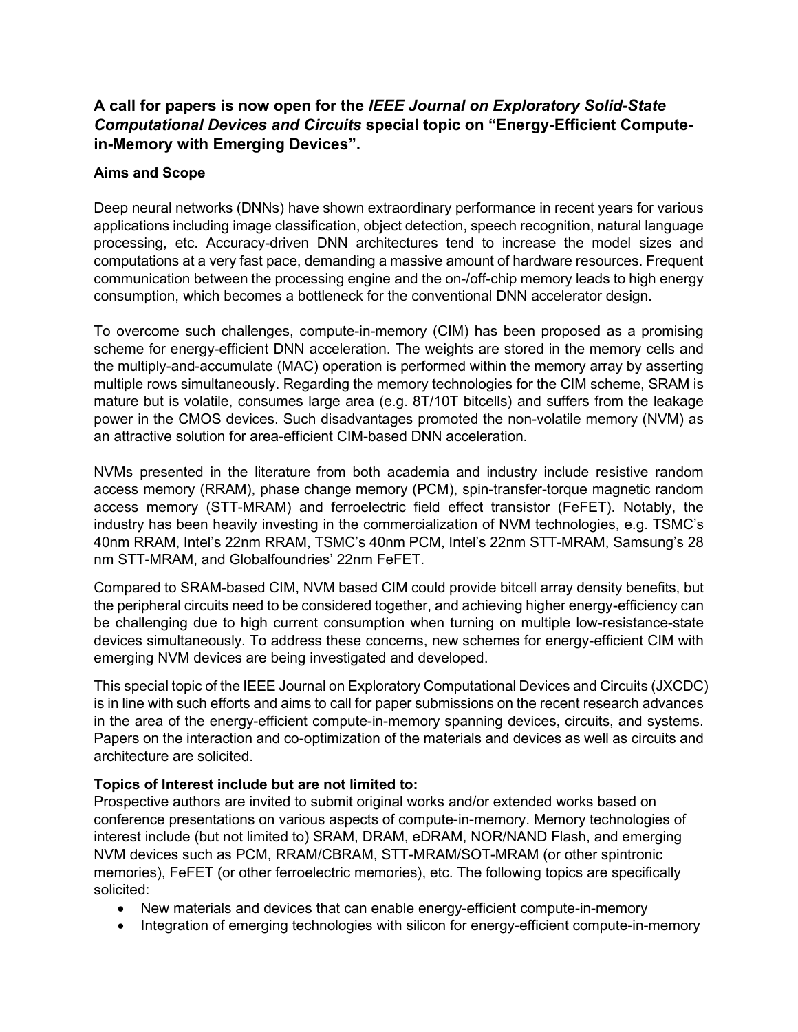## A call for papers is now open for the *IEEE Journal on Exploratory Solid-State Computational Devices and Circuits* special topic on "Energy-Efficient Compute-in-Memory with Emerging Devices".

### Aims and Scope

Deep neural networks (DNNs) have shown extraordinary performance in recent years for various applications including image classification, object detection, speech recognition, natural language processing, etc. Accuracy-driven DNN architectures tend to increase the model sizes and computations at a very fast pace, demanding a massive amount of hardware resources. Frequent communication between the processing engine and the on-/off-chip memory leads to high energy consumption, which becomes a bottleneck for the conventional DNN accelerator design.

To overcome such challenges, compute-in-memory (CIM) has been proposed as a promising scheme for energy-efficient DNN acceleration. The weights are stored in the memory cells and the multiply-and-accumulate (MAC) operation is performed within the memory array by asserting multiple rows simultaneously. Regarding the memory technologies for the CIM scheme, SRAM is mature but is volatile, consumes large area (e.g. 8T/10T bitcells) and suffers from the leakage power in the CMOS devices. Such disadvantages promoted the non-volatile memory (NVM) as an attractive solution for area-efficient CIM-based DNN acceleration.

NVMs presented in the literature from both academia and industry include resistive random access memory (RRAM), phase change memory (PCM), spin-transfer-torque magnetic random access memory (STT-MRAM) and ferroelectric field effect transistor (FeFET). Notably, the industry has been heavily investing in the commercialization of NVM technologies, e.g. TSMC's 40nm RRAM, Intel's 22nm RRAM, TSMC's 40nm PCM, Intel's 22nm STT-MRAM, Samsung's 28 nm STT-MRAM, and Globalfoundries' 22nm FeFET.

Compared to SRAM-based CIM, NVM based CIM could provide bitcell array density benefits, but the peripheral circuits need to be considered together, and achieving higher energy-efficiency can be challenging due to high current consumption when turning on multiple low-resistance-state devices simultaneously. To address these concerns, new schemes for energy-efficient CIM with emerging NVM devices are being investigated and developed.

This special topic of the IEEE Journal on Exploratory Computational Devices and Circuits (JXCDC) is in line with such efforts and aims to call for paper submissions on the recent research advances in the area of the energy-efficient compute-in-memory spanning devices, circuits, and systems. Papers on the interaction and co-optimization of the materials and devices as well as circuits and architecture are solicited.

### Topics of Interest include but are not limited to:

Prospective authors are invited to submit original works and/or extended works based on conference presentations on various aspects of compute-in-memory. Memory technologies of interest include (but not limited to) SRAM, DRAM, eDRAM, NOR/NAND Flash, and emerging NVM devices such as PCM, RRAM/CBRAM, STT-MRAM/SOT-MRAM (or other spintronic memories), FeFET (or other ferroelectric memories), etc. The following topics are specifically solicited:

- New materials and devices that can enable energy-efficient compute-in-memory
- Integration of emerging technologies with silicon for energy-efficient compute-in-memory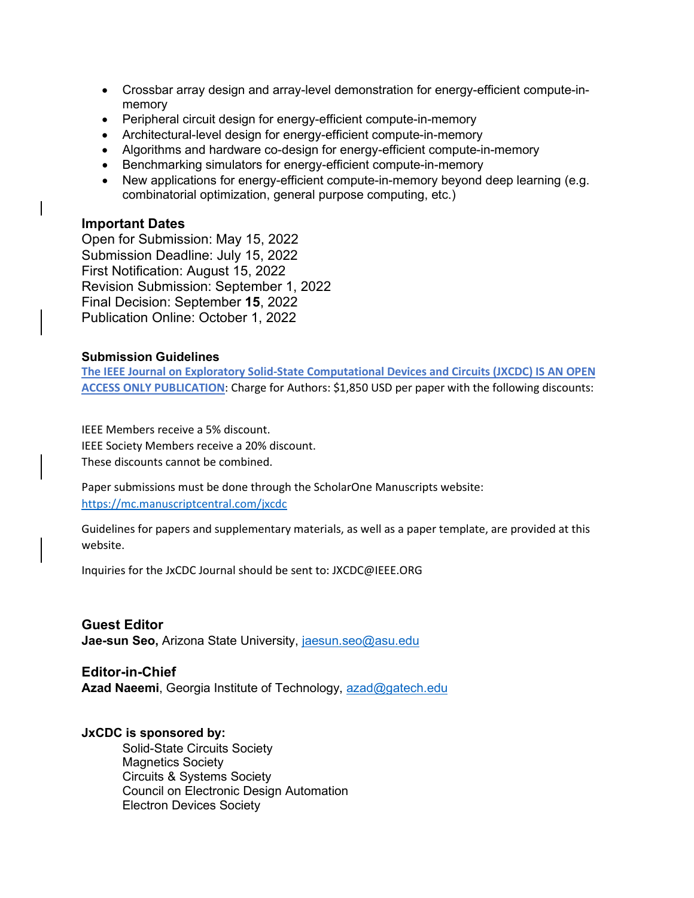- Crossbar array design and array-level demonstration for energy-efficient compute-in-memory
- Peripheral circuit design for energy-efficient compute-in-memory
- Architectural-level design for energy-efficient compute-in-memory
- Algorithms and hardware co-design for energy-efficient compute-in-memory
- Benchmarking simulators for energy-efficient compute-in-memory
- New applications for energy-efficient compute-in-memory beyond deep learning (e.g. combinatorial optimization, general purpose computing, etc.)

### Important Dates

Open for Submission: May 15, 2022
Submission Deadline: July 15, 2022
First Notification: August 15, 2022
Revision Submission: September 1, 2022
Final Decision: September **15**, 2022
Publication Online: October 1, 2022

#### Submission Guidelines

**The IEEE Journal on Exploratory Solid-State Computational Devices and Circuits (JXCDC) IS AN OPEN ACCESS ONLY PUBLICATION**: Charge for Authors: $1,850 USD per paper with the following discounts:

IEEE Members receive a 5% discount.
IEEE Society Members receive a 20% discount.
These discounts cannot be combined.

Paper submissions must be done through the ScholarOne Manuscripts website:
https://mc.manuscriptcentral.com/jxcdc

Guidelines for papers and supplementary materials, as well as a paper template, are provided at this website.

Inquiries for the JxCDC Journal should be sent to: JXCDC@IEEE.ORG

### Guest Editor

**Jae-sun Seo,** Arizona State University, jaesun.seo@asu.edu

### Editor-in-Chief

**Azad Naeemi**, Georgia Institute of Technology, azad@gatech.edu

#### JxCDC is sponsored by:

Solid-State Circuits Society
Magnetics Society
Circuits & Systems Society
Council on Electronic Design Automation
Electron Devices Society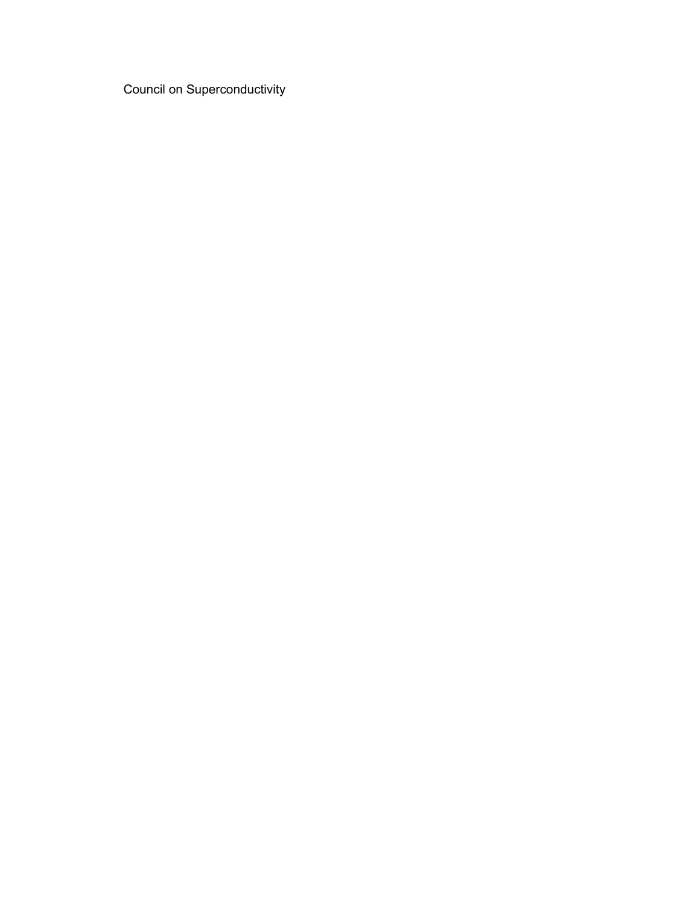Council on Superconductivity